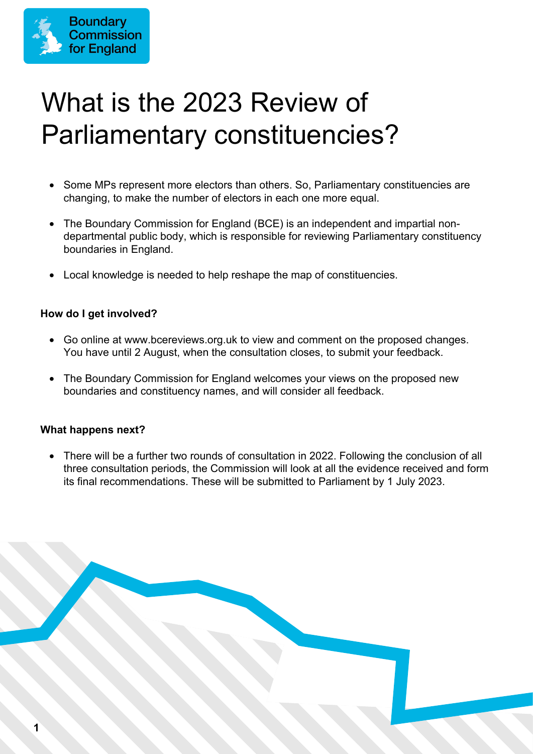Boundary Commission for England

# What is the 2023 Review of Parliamentary constituencies?

- Some MPs represent more electors than others. So, Parliamentary constituencies are changing, to make the number of electors in each one more equal.
- The Boundary Commission for England (BCE) is an independent and impartial non-departmental public body, which is responsible for reviewing Parliamentary constituency boundaries in England.
- Local knowledge is needed to help reshape the map of constituencies.

**How do I get involved?**

- Go online at www.bcereviews.org.uk to view and comment on the proposed changes. You have until 2 August, when the consultation closes, to submit your feedback.
- The Boundary Commission for England welcomes your views on the proposed new boundaries and constituency names, and will consider all feedback.

**What happens next?**

- There will be a further two rounds of consultation in 2022. Following the conclusion of all three consultation periods, the Commission will look at all the evidence received and form its final recommendations. These will be submitted to Parliament by 1 July 2023.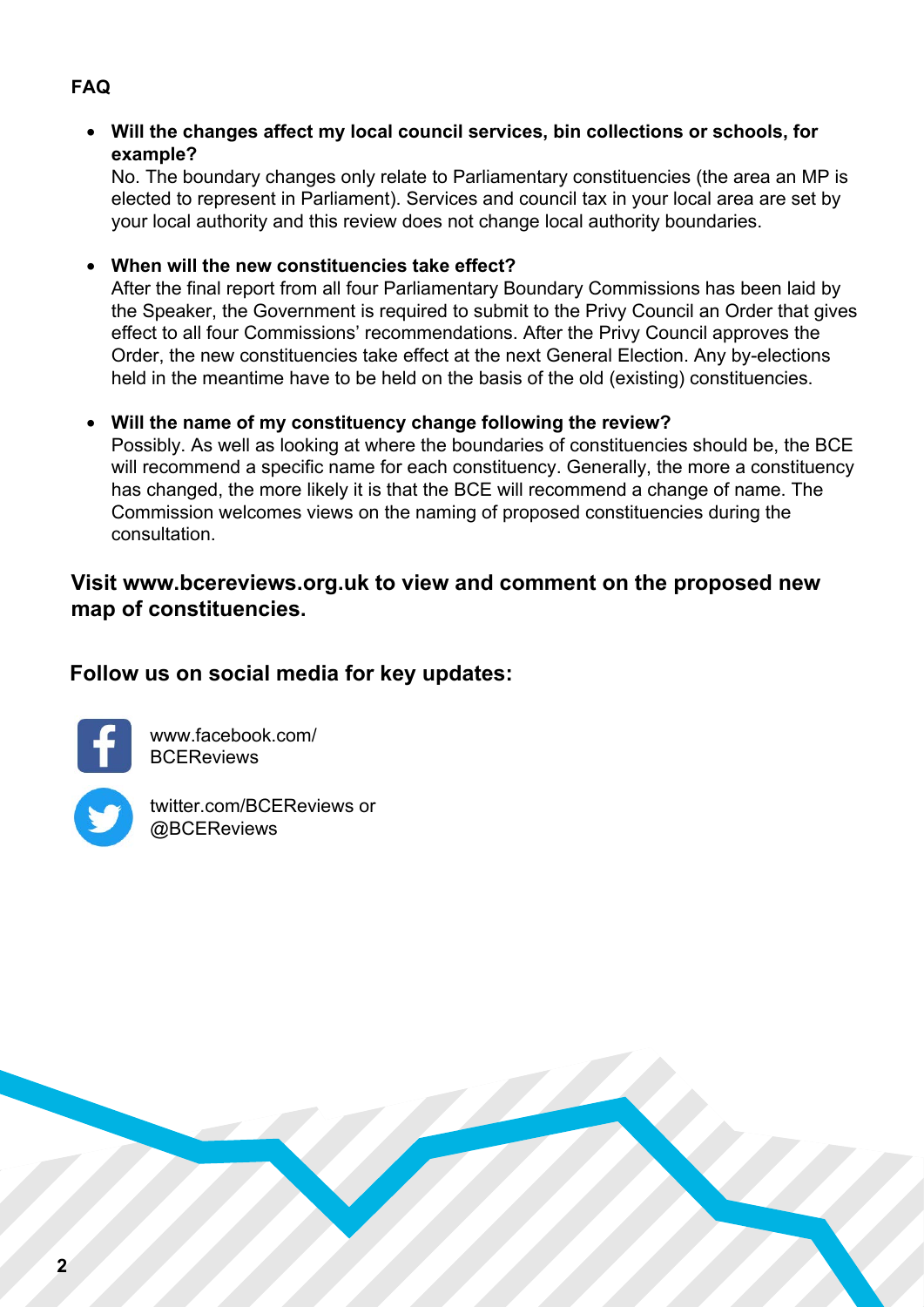## FAQ

- **Will the changes affect my local council services, bin collections or schools, for example?**
  No. The boundary changes only relate to Parliamentary constituencies (the area an MP is elected to represent in Parliament). Services and council tax in your local area are set by your local authority and this review does not change local authority boundaries.

- **When will the new constituencies take effect?**
  After the final report from all four Parliamentary Boundary Commissions has been laid by the Speaker, the Government is required to submit to the Privy Council an Order that gives effect to all four Commissions' recommendations. After the Privy Council approves the Order, the new constituencies take effect at the next General Election. Any by-elections held in the meantime have to be held on the basis of the old (existing) constituencies.

- **Will the name of my constituency change following the review?**
  Possibly. As well as looking at where the boundaries of constituencies should be, the BCE will recommend a specific name for each constituency. Generally, the more a constituency has changed, the more likely it is that the BCE will recommend a change of name. The Commission welcomes views on the naming of proposed constituencies during the consultation.

**Visit www.bcereviews.org.uk to view and comment on the proposed new map of constituencies.**

**Follow us on social media for key updates:**

www.facebook.com/BCEReviews

twitter.com/BCEReviews or @BCEReviews